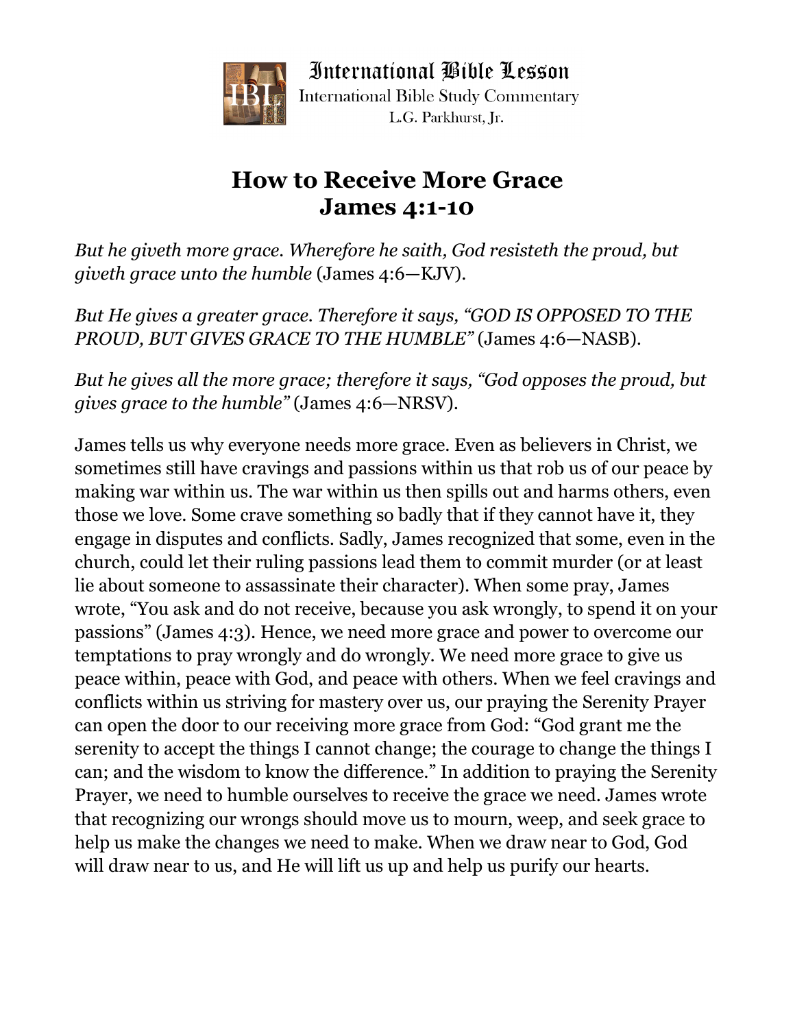International Bible Lesson

International Bible Study Commentary

L.G. Parkhurst, Jr.

# How to Receive More Grace
# James 4:1-10

*But he giveth more grace. Wherefore he saith, God resisteth the proud, but giveth grace unto the humble* (James 4:6—KJV).

*But He gives a greater grace. Therefore it says, "GOD IS OPPOSED TO THE PROUD, BUT GIVES GRACE TO THE HUMBLE"* (James 4:6—NASB).

*But he gives all the more grace; therefore it says, "God opposes the proud, but gives grace to the humble"* (James 4:6—NRSV).

James tells us why everyone needs more grace. Even as believers in Christ, we sometimes still have cravings and passions within us that rob us of our peace by making war within us. The war within us then spills out and harms others, even those we love. Some crave something so badly that if they cannot have it, they engage in disputes and conflicts. Sadly, James recognized that some, even in the church, could let their ruling passions lead them to commit murder (or at least lie about someone to assassinate their character). When some pray, James wrote, "You ask and do not receive, because you ask wrongly, to spend it on your passions" (James 4:3). Hence, we need more grace and power to overcome our temptations to pray wrongly and do wrongly. We need more grace to give us peace within, peace with God, and peace with others. When we feel cravings and conflicts within us striving for mastery over us, our praying the Serenity Prayer can open the door to our receiving more grace from God: "God grant me the serenity to accept the things I cannot change; the courage to change the things I can; and the wisdom to know the difference." In addition to praying the Serenity Prayer, we need to humble ourselves to receive the grace we need. James wrote that recognizing our wrongs should move us to mourn, weep, and seek grace to help us make the changes we need to make. When we draw near to God, God will draw near to us, and He will lift us up and help us purify our hearts.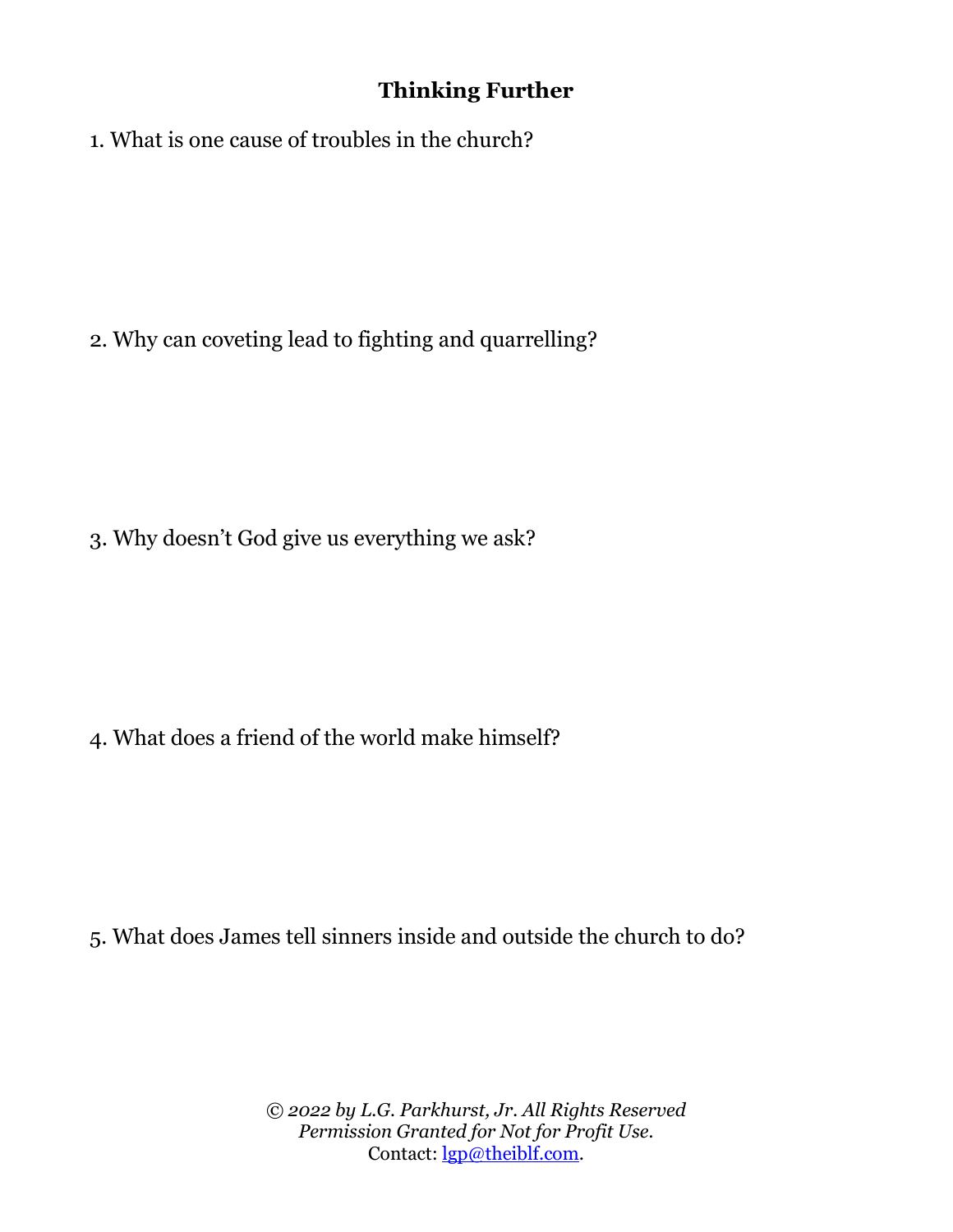## Thinking Further

1. What is one cause of troubles in the church?

2. Why can coveting lead to fighting and quarrelling?

3. Why doesn't God give us everything we ask?

4. What does a friend of the world make himself?

5. What does James tell sinners inside and outside the church to do?

*© 2022 by L.G. Parkhurst, Jr. All Rights Reserved*
*Permission Granted for Not for Profit Use.*
Contact: lgp@theiblf.com.